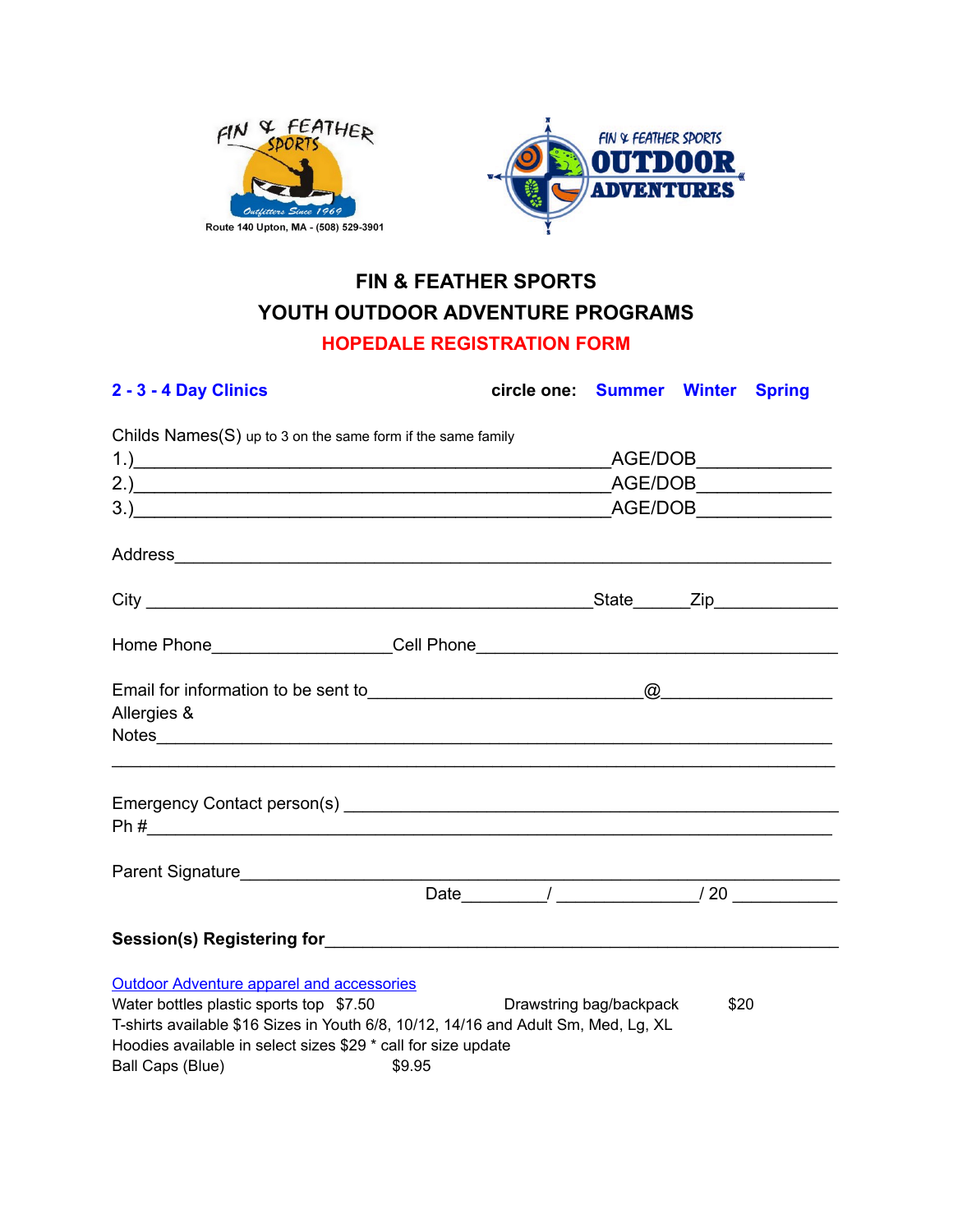FIN & FEATHER SPORTS

Outfitters Since 1969

Route 140 Upton, MA - (508) 529-3901

FIN & FEATHER SPORTS OUTDOOR ADVENTURES

# FIN & FEATHER SPORTS
# YOUTH OUTDOOR ADVENTURE PROGRAMS
## HOPEDALE REGISTRATION FORM

**2 - 3 - 4 Day Clinics** **circle one: Summer Winter Spring**

Childs Names(S) up to 3 on the same form if the same family

1.)_______________________________________________AGE/DOB_____________

2.)_______________________________________________AGE/DOB_____________

3.)_______________________________________________AGE/DOB_____________

Address_______________________________________________________________

City ___________________________________________State______Zip____________

Home Phone__________________Cell Phone___________________________________

Email for information to be sent to___________________________@_________________

Allergies &
Notes_________________________________________________________________

______________________________________________________________________

Emergency Contact person(s) ____________________________________________

Ph #__________________________________________________________________

Parent Signature_________________________________________________________

Date________/ ______________/ 20 __________

**Session(s) Registering for**___________________________________________________

Outdoor Adventure apparel and accessories

Water bottles plastic sports top $7.50 Drawstring bag/backpack $20

T-shirts available $16 Sizes in Youth 6/8, 10/12, 14/16 and Adult Sm, Med, Lg, XL

Hoodies available in select sizes $29 * call for size update

Ball Caps (Blue) $9.95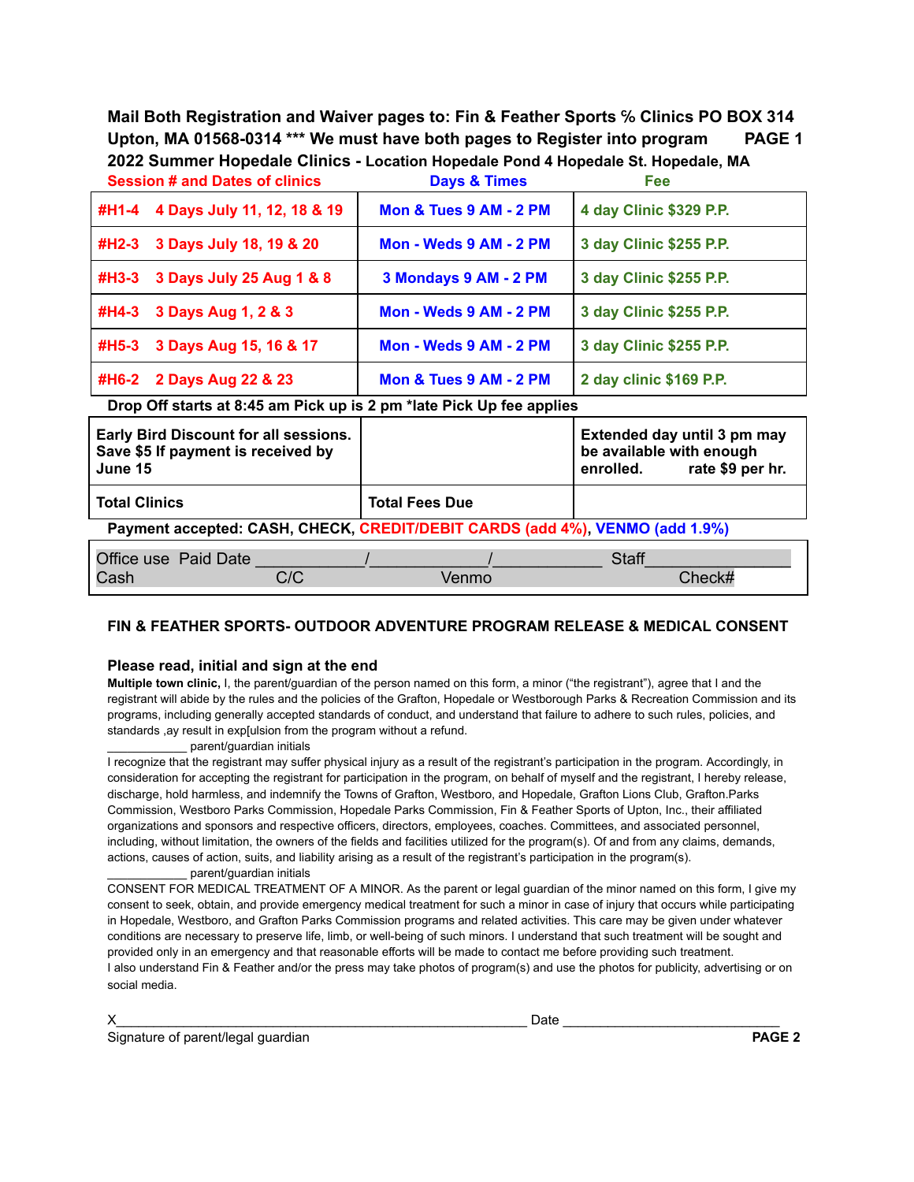**Mail Both Registration and Waiver pages to: Fin & Feather Sports % Clinics PO BOX 314 Upton, MA 01568-0314 \*\*\* We must have both pages to Register into program**

**2022 Summer Hopedale Clinics - Location Hopedale Pond 4 Hopedale St. Hopedale, MA**

| Session # and Dates of clinics | Days & Times | Fee |
|---|---|---|
| #H1-4 4 Days July 11, 12, 18 & 19 | Mon & Tues 9 AM - 2 PM | 4 day Clinic $329 P.P. |
| #H2-3 3 Days July 18, 19 & 20 | Mon - Weds 9 AM - 2 PM | 3 day Clinic $255 P.P. |
| #H3-3 3 Days July 25 Aug 1 & 8 | 3 Mondays 9 AM - 2 PM | 3 day Clinic $255 P.P. |
| #H4-3 3 Days Aug 1, 2 & 3 | Mon - Weds 9 AM - 2 PM | 3 day Clinic $255 P.P. |
| #H5-3 3 Days Aug 15, 16 & 17 | Mon - Weds 9 AM - 2 PM | 3 day Clinic $255 P.P. |
| #H6-2 2 Days Aug 22 & 23 | Mon & Tues 9 AM - 2 PM | 2 day clinic $169 P.P. |

**Drop Off starts at 8:45 am Pick up is 2 pm \*late Pick Up fee applies**

| | | |
|---|---|---|
| **Early Bird Discount for all sessions. Save $5 If payment is received by June 15** | | **Extended day until 3 pm may be available with enough enrolled. rate $9 per hr.** |
| **Total Clinics** | **Total Fees Due** | |

**Payment accepted: CASH, CHECK, CREDIT/DEBIT CARDS (add 4%), VENMO (add 1.9%)**

Office use Paid Date \_\_\_\_\_\_\_\_\_\_\_/\_\_\_\_\_\_\_\_\_\_\_\_/\_\_\_\_\_\_\_\_\_\_\_\_ Staff\_\_\_\_\_\_\_\_\_\_\_\_\_\_\_\_
Cash C/C Venmo Check#

**FIN & FEATHER SPORTS- OUTDOOR ADVENTURE PROGRAM RELEASE & MEDICAL CONSENT**

**Please read, initial and sign at the end**

**Multiple town clinic,** I, the parent/guardian of the person named on this form, a minor ("the registrant"), agree that I and the registrant will abide by the rules and the policies of the Grafton, Hopedale or Westborough Parks & Recreation Commission and its programs, including generally accepted standards of conduct, and understand that failure to adhere to such rules, policies, and standards ,ay result in exp[ulsion from the program without a refund.

\_\_\_\_\_\_\_\_\_\_\_\_ parent/guardian initials

I recognize that the registrant may suffer physical injury as a result of the registrant's participation in the program. Accordingly, in consideration for accepting the registrant for participation in the program, on behalf of myself and the registrant, I hereby release, discharge, hold harmless, and indemnify the Towns of Grafton, Westboro, and Hopedale, Grafton Lions Club, Grafton.Parks Commission, Westboro Parks Commission, Hopedale Parks Commission, Fin & Feather Sports of Upton, Inc., their affiliated organizations and sponsors and respective officers, directors, employees, coaches. Committees, and associated personnel, including, without limitation, the owners of the fields and facilities utilized for the program(s). Of and from any claims, demands, actions, causes of action, suits, and liability arising as a result of the registrant's participation in the program(s).

\_\_\_\_\_\_\_\_\_\_\_\_ parent/guardian initials

CONSENT FOR MEDICAL TREATMENT OF A MINOR. As the parent or legal guardian of the minor named on this form, I give my consent to seek, obtain, and provide emergency medical treatment for such a minor in case of injury that occurs while participating in Hopedale, Westboro, and Grafton Parks Commission programs and related activities. This care may be given under whatever conditions are necessary to preserve life, limb, or well-being of such minors. I understand that such treatment will be sought and provided only in an emergency and that reasonable efforts will be made to contact me before providing such treatment.

I also understand Fin & Feather and/or the press may take photos of program(s) and use the photos for publicity, advertising or on social media.

X\_\_\_\_\_\_\_\_\_\_\_\_\_\_\_\_\_\_\_\_\_\_\_\_\_\_\_\_\_\_\_\_\_\_\_\_\_\_\_\_\_\_\_\_\_\_\_\_\_\_\_\_ Date \_\_\_\_\_\_\_\_\_\_\_\_\_\_\_\_\_\_\_\_\_\_\_\_\_\_\_\_
Signature of parent/legal guardian